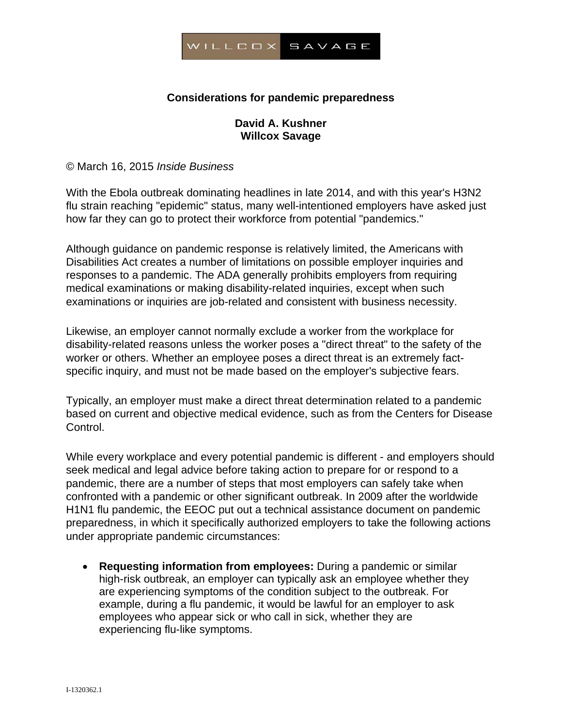WILLCOX SAVAGE

## Considerations for pandemic preparedness

**David A. Kushner**
**Willcox Savage**

© March 16, 2015 *Inside Business*

With the Ebola outbreak dominating headlines in late 2014, and with this year's H3N2 flu strain reaching "epidemic" status, many well-intentioned employers have asked just how far they can go to protect their workforce from potential "pandemics."

Although guidance on pandemic response is relatively limited, the Americans with Disabilities Act creates a number of limitations on possible employer inquiries and responses to a pandemic. The ADA generally prohibits employers from requiring medical examinations or making disability-related inquiries, except when such examinations or inquiries are job-related and consistent with business necessity.

Likewise, an employer cannot normally exclude a worker from the workplace for disability-related reasons unless the worker poses a "direct threat" to the safety of the worker or others. Whether an employee poses a direct threat is an extremely fact-specific inquiry, and must not be made based on the employer's subjective fears.

Typically, an employer must make a direct threat determination related to a pandemic based on current and objective medical evidence, such as from the Centers for Disease Control.

While every workplace and every potential pandemic is different - and employers should seek medical and legal advice before taking action to prepare for or respond to a pandemic, there are a number of steps that most employers can safely take when confronted with a pandemic or other significant outbreak. In 2009 after the worldwide H1N1 flu pandemic, the EEOC put out a technical assistance document on pandemic preparedness, in which it specifically authorized employers to take the following actions under appropriate pandemic circumstances:

- **Requesting information from employees:** During a pandemic or similar high-risk outbreak, an employer can typically ask an employee whether they are experiencing symptoms of the condition subject to the outbreak. For example, during a flu pandemic, it would be lawful for an employer to ask employees who appear sick or who call in sick, whether they are experiencing flu-like symptoms.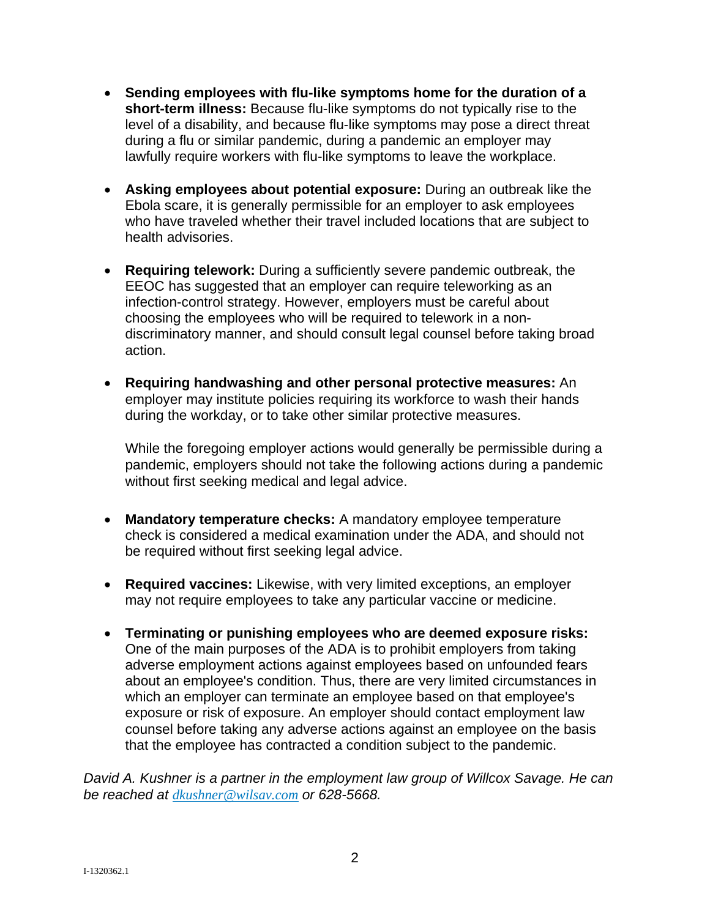- **Sending employees with flu-like symptoms home for the duration of a short-term illness:** Because flu-like symptoms do not typically rise to the level of a disability, and because flu-like symptoms may pose a direct threat during a flu or similar pandemic, during a pandemic an employer may lawfully require workers with flu-like symptoms to leave the workplace.

- **Asking employees about potential exposure:** During an outbreak like the Ebola scare, it is generally permissible for an employer to ask employees who have traveled whether their travel included locations that are subject to health advisories.

- **Requiring telework:** During a sufficiently severe pandemic outbreak, the EEOC has suggested that an employer can require teleworking as an infection-control strategy. However, employers must be careful about choosing the employees who will be required to telework in a non-discriminatory manner, and should consult legal counsel before taking broad action.

- **Requiring handwashing and other personal protective measures:** An employer may institute policies requiring its workforce to wash their hands during the workday, or to take other similar protective measures.

  While the foregoing employer actions would generally be permissible during a pandemic, employers should not take the following actions during a pandemic without first seeking medical and legal advice.

- **Mandatory temperature checks:** A mandatory employee temperature check is considered a medical examination under the ADA, and should not be required without first seeking legal advice.

- **Required vaccines:** Likewise, with very limited exceptions, an employer may not require employees to take any particular vaccine or medicine.

- **Terminating or punishing employees who are deemed exposure risks:** One of the main purposes of the ADA is to prohibit employers from taking adverse employment actions against employees based on unfounded fears about an employee's condition. Thus, there are very limited circumstances in which an employer can terminate an employee based on that employee's exposure or risk of exposure. An employer should contact employment law counsel before taking any adverse actions against an employee on the basis that the employee has contracted a condition subject to the pandemic.

*David A. Kushner is a partner in the employment law group of Willcox Savage. He can be reached at [dkushner@wilsav.com](mailto:dkushner@wilsav.com) or 628-5668.*

I-1320362.1